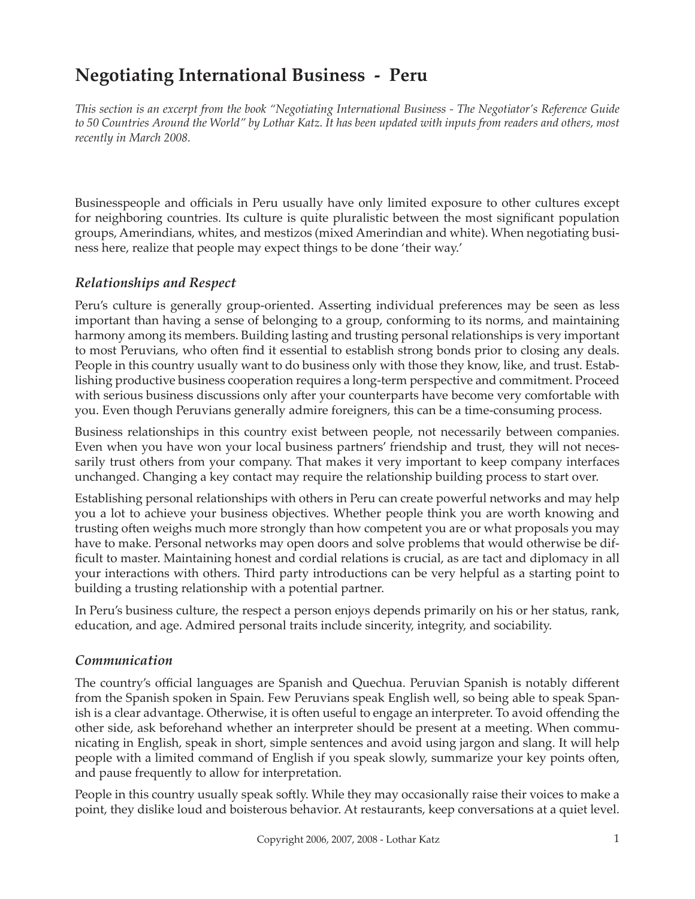# Negotiating International Business - Peru

*This section is an excerpt from the book "Negotiating International Business - The Negotiator's Reference Guide to 50 Countries Around the World" by Lothar Katz. It has been updated with inputs from readers and others, most recently in March 2008.*

Businesspeople and officials in Peru usually have only limited exposure to other cultures except for neighboring countries. Its culture is quite pluralistic between the most significant population groups, Amerindians, whites, and mestizos (mixed Amerindian and white). When negotiating business here, realize that people may expect things to be done 'their way.'

## *Relationships and Respect*

Peru's culture is generally group-oriented. Asserting individual preferences may be seen as less important than having a sense of belonging to a group, conforming to its norms, and maintaining harmony among its members. Building lasting and trusting personal relationships is very important to most Peruvians, who often find it essential to establish strong bonds prior to closing any deals. People in this country usually want to do business only with those they know, like, and trust. Establishing productive business cooperation requires a long-term perspective and commitment. Proceed with serious business discussions only after your counterparts have become very comfortable with you. Even though Peruvians generally admire foreigners, this can be a time-consuming process.

Business relationships in this country exist between people, not necessarily between companies. Even when you have won your local business partners' friendship and trust, they will not necessarily trust others from your company. That makes it very important to keep company interfaces unchanged. Changing a key contact may require the relationship building process to start over.

Establishing personal relationships with others in Peru can create powerful networks and may help you a lot to achieve your business objectives. Whether people think you are worth knowing and trusting often weighs much more strongly than how competent you are or what proposals you may have to make. Personal networks may open doors and solve problems that would otherwise be difficult to master. Maintaining honest and cordial relations is crucial, as are tact and diplomacy in all your interactions with others. Third party introductions can be very helpful as a starting point to building a trusting relationship with a potential partner.

In Peru's business culture, the respect a person enjoys depends primarily on his or her status, rank, education, and age. Admired personal traits include sincerity, integrity, and sociability.

## *Communication*

The country's official languages are Spanish and Quechua. Peruvian Spanish is notably different from the Spanish spoken in Spain. Few Peruvians speak English well, so being able to speak Spanish is a clear advantage. Otherwise, it is often useful to engage an interpreter. To avoid offending the other side, ask beforehand whether an interpreter should be present at a meeting. When communicating in English, speak in short, simple sentences and avoid using jargon and slang. It will help people with a limited command of English if you speak slowly, summarize your key points often, and pause frequently to allow for interpretation.

People in this country usually speak softly. While they may occasionally raise their voices to make a point, they dislike loud and boisterous behavior. At restaurants, keep conversations at a quiet level.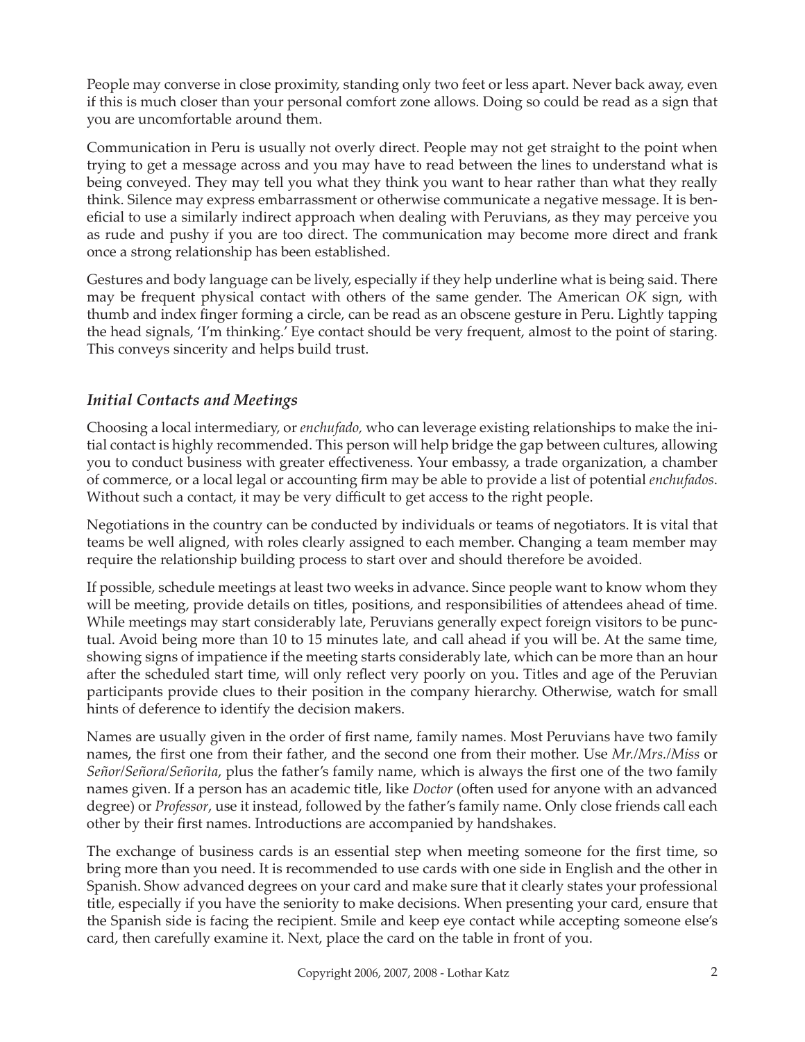People may converse in close proximity, standing only two feet or less apart. Never back away, even if this is much closer than your personal comfort zone allows. Doing so could be read as a sign that you are uncomfortable around them.

Communication in Peru is usually not overly direct. People may not get straight to the point when trying to get a message across and you may have to read between the lines to understand what is being conveyed. They may tell you what they think you want to hear rather than what they really think. Silence may express embarrassment or otherwise communicate a negative message. It is beneficial to use a similarly indirect approach when dealing with Peruvians, as they may perceive you as rude and pushy if you are too direct. The communication may become more direct and frank once a strong relationship has been established.

Gestures and body language can be lively, especially if they help underline what is being said. There may be frequent physical contact with others of the same gender. The American *OK* sign, with thumb and index finger forming a circle, can be read as an obscene gesture in Peru. Lightly tapping the head signals, 'I'm thinking.' Eye contact should be very frequent, almost to the point of staring. This conveys sincerity and helps build trust.

### *Initial Contacts and Meetings*

Choosing a local intermediary, or *enchufado,* who can leverage existing relationships to make the initial contact is highly recommended. This person will help bridge the gap between cultures, allowing you to conduct business with greater effectiveness. Your embassy, a trade organization, a chamber of commerce, or a local legal or accounting firm may be able to provide a list of potential *enchufados*. Without such a contact, it may be very difficult to get access to the right people.

Negotiations in the country can be conducted by individuals or teams of negotiators. It is vital that teams be well aligned, with roles clearly assigned to each member. Changing a team member may require the relationship building process to start over and should therefore be avoided.

If possible, schedule meetings at least two weeks in advance. Since people want to know whom they will be meeting, provide details on titles, positions, and responsibilities of attendees ahead of time. While meetings may start considerably late, Peruvians generally expect foreign visitors to be punctual. Avoid being more than 10 to 15 minutes late, and call ahead if you will be. At the same time, showing signs of impatience if the meeting starts considerably late, which can be more than an hour after the scheduled start time, will only reflect very poorly on you. Titles and age of the Peruvian participants provide clues to their position in the company hierarchy. Otherwise, watch for small hints of deference to identify the decision makers.

Names are usually given in the order of first name, family names. Most Peruvians have two family names, the first one from their father, and the second one from their mother. Use *Mr./Mrs./Miss* or *Señor/Señora/Señorita*, plus the father's family name, which is always the first one of the two family names given. If a person has an academic title, like *Doctor* (often used for anyone with an advanced degree) or *Professor*, use it instead, followed by the father's family name. Only close friends call each other by their first names. Introductions are accompanied by handshakes.

The exchange of business cards is an essential step when meeting someone for the first time, so bring more than you need. It is recommended to use cards with one side in English and the other in Spanish. Show advanced degrees on your card and make sure that it clearly states your professional title, especially if you have the seniority to make decisions. When presenting your card, ensure that the Spanish side is facing the recipient. Smile and keep eye contact while accepting someone else's card, then carefully examine it. Next, place the card on the table in front of you.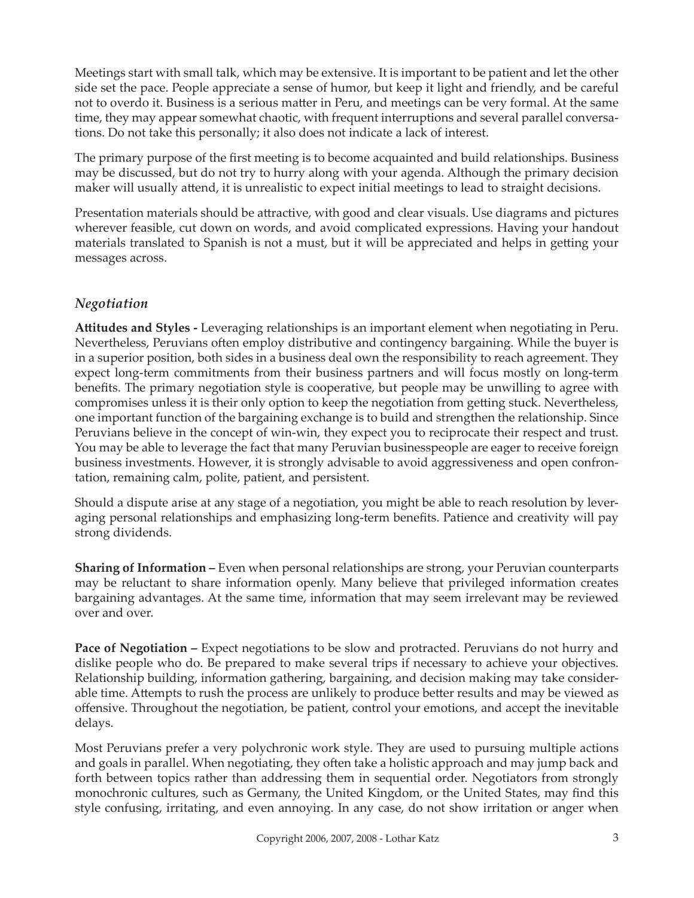Meetings start with small talk, which may be extensive. It is important to be patient and let the other side set the pace. People appreciate a sense of humor, but keep it light and friendly, and be careful not to overdo it. Business is a serious matter in Peru, and meetings can be very formal. At the same time, they may appear somewhat chaotic, with frequent interruptions and several parallel conversations. Do not take this personally; it also does not indicate a lack of interest.

The primary purpose of the first meeting is to become acquainted and build relationships. Business may be discussed, but do not try to hurry along with your agenda. Although the primary decision maker will usually attend, it is unrealistic to expect initial meetings to lead to straight decisions.

Presentation materials should be attractive, with good and clear visuals. Use diagrams and pictures wherever feasible, cut down on words, and avoid complicated expressions. Having your handout materials translated to Spanish is not a must, but it will be appreciated and helps in getting your messages across.

## *Negotiation*

**Attitudes and Styles -** Leveraging relationships is an important element when negotiating in Peru. Nevertheless, Peruvians often employ distributive and contingency bargaining. While the buyer is in a superior position, both sides in a business deal own the responsibility to reach agreement. They expect long-term commitments from their business partners and will focus mostly on long-term benefits. The primary negotiation style is cooperative, but people may be unwilling to agree with compromises unless it is their only option to keep the negotiation from getting stuck. Nevertheless, one important function of the bargaining exchange is to build and strengthen the relationship. Since Peruvians believe in the concept of win-win, they expect you to reciprocate their respect and trust. You may be able to leverage the fact that many Peruvian businesspeople are eager to receive foreign business investments. However, it is strongly advisable to avoid aggressiveness and open confrontation, remaining calm, polite, patient, and persistent.

Should a dispute arise at any stage of a negotiation, you might be able to reach resolution by leveraging personal relationships and emphasizing long-term benefits. Patience and creativity will pay strong dividends.

**Sharing of Information –** Even when personal relationships are strong, your Peruvian counterparts may be reluctant to share information openly. Many believe that privileged information creates bargaining advantages. At the same time, information that may seem irrelevant may be reviewed over and over.

**Pace of Negotiation –** Expect negotiations to be slow and protracted. Peruvians do not hurry and dislike people who do. Be prepared to make several trips if necessary to achieve your objectives. Relationship building, information gathering, bargaining, and decision making may take considerable time. Attempts to rush the process are unlikely to produce better results and may be viewed as offensive. Throughout the negotiation, be patient, control your emotions, and accept the inevitable delays.

Most Peruvians prefer a very polychronic work style. They are used to pursuing multiple actions and goals in parallel. When negotiating, they often take a holistic approach and may jump back and forth between topics rather than addressing them in sequential order. Negotiators from strongly monochronic cultures, such as Germany, the United Kingdom, or the United States, may find this style confusing, irritating, and even annoying. In any case, do not show irritation or anger when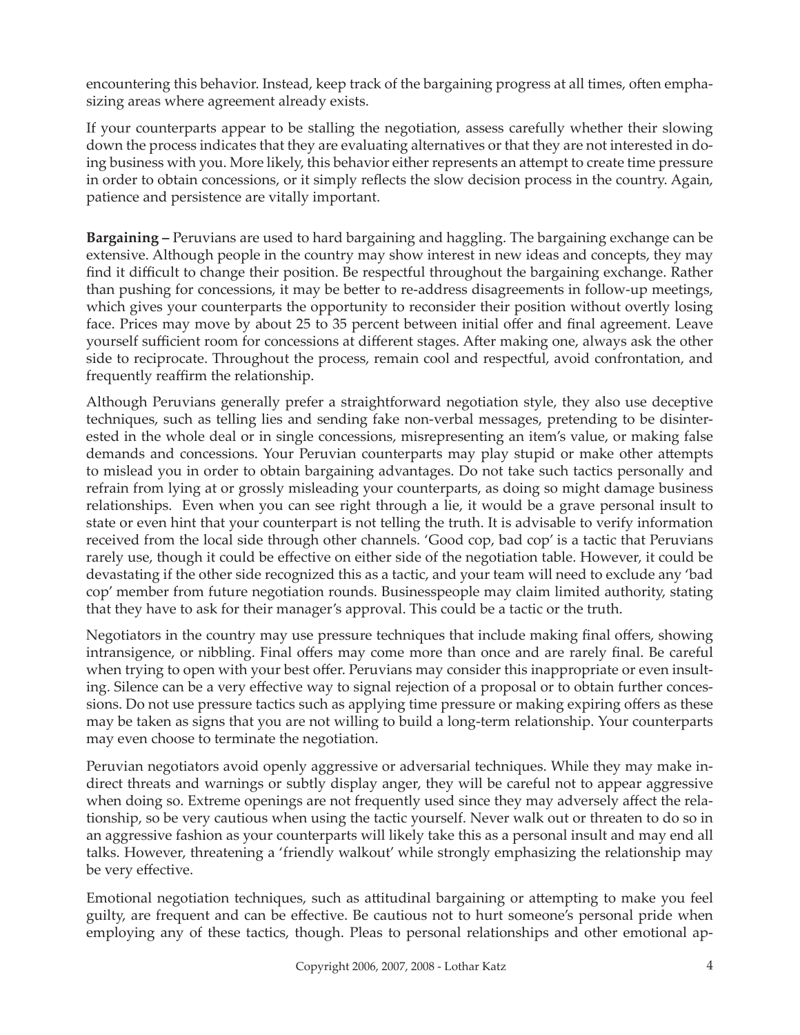encountering this behavior. Instead, keep track of the bargaining progress at all times, often emphasizing areas where agreement already exists.

If your counterparts appear to be stalling the negotiation, assess carefully whether their slowing down the process indicates that they are evaluating alternatives or that they are not interested in doing business with you. More likely, this behavior either represents an attempt to create time pressure in order to obtain concessions, or it simply reflects the slow decision process in the country. Again, patience and persistence are vitally important.

**Bargaining –** Peruvians are used to hard bargaining and haggling. The bargaining exchange can be extensive. Although people in the country may show interest in new ideas and concepts, they may find it difficult to change their position. Be respectful throughout the bargaining exchange. Rather than pushing for concessions, it may be better to re-address disagreements in follow-up meetings, which gives your counterparts the opportunity to reconsider their position without overtly losing face. Prices may move by about 25 to 35 percent between initial offer and final agreement. Leave yourself sufficient room for concessions at different stages. After making one, always ask the other side to reciprocate. Throughout the process, remain cool and respectful, avoid confrontation, and frequently reaffirm the relationship.

Although Peruvians generally prefer a straightforward negotiation style, they also use deceptive techniques, such as telling lies and sending fake non-verbal messages, pretending to be disinterested in the whole deal or in single concessions, misrepresenting an item's value, or making false demands and concessions. Your Peruvian counterparts may play stupid or make other attempts to mislead you in order to obtain bargaining advantages. Do not take such tactics personally and refrain from lying at or grossly misleading your counterparts, as doing so might damage business relationships. Even when you can see right through a lie, it would be a grave personal insult to state or even hint that your counterpart is not telling the truth. It is advisable to verify information received from the local side through other channels. 'Good cop, bad cop' is a tactic that Peruvians rarely use, though it could be effective on either side of the negotiation table. However, it could be devastating if the other side recognized this as a tactic, and your team will need to exclude any 'bad cop' member from future negotiation rounds. Businesspeople may claim limited authority, stating that they have to ask for their manager's approval. This could be a tactic or the truth.

Negotiators in the country may use pressure techniques that include making final offers, showing intransigence, or nibbling. Final offers may come more than once and are rarely final. Be careful when trying to open with your best offer. Peruvians may consider this inappropriate or even insulting. Silence can be a very effective way to signal rejection of a proposal or to obtain further concessions. Do not use pressure tactics such as applying time pressure or making expiring offers as these may be taken as signs that you are not willing to build a long-term relationship. Your counterparts may even choose to terminate the negotiation.

Peruvian negotiators avoid openly aggressive or adversarial techniques. While they may make indirect threats and warnings or subtly display anger, they will be careful not to appear aggressive when doing so. Extreme openings are not frequently used since they may adversely affect the relationship, so be very cautious when using the tactic yourself. Never walk out or threaten to do so in an aggressive fashion as your counterparts will likely take this as a personal insult and may end all talks. However, threatening a 'friendly walkout' while strongly emphasizing the relationship may be very effective.

Emotional negotiation techniques, such as attitudinal bargaining or attempting to make you feel guilty, are frequent and can be effective. Be cautious not to hurt someone's personal pride when employing any of these tactics, though. Pleas to personal relationships and other emotional ap-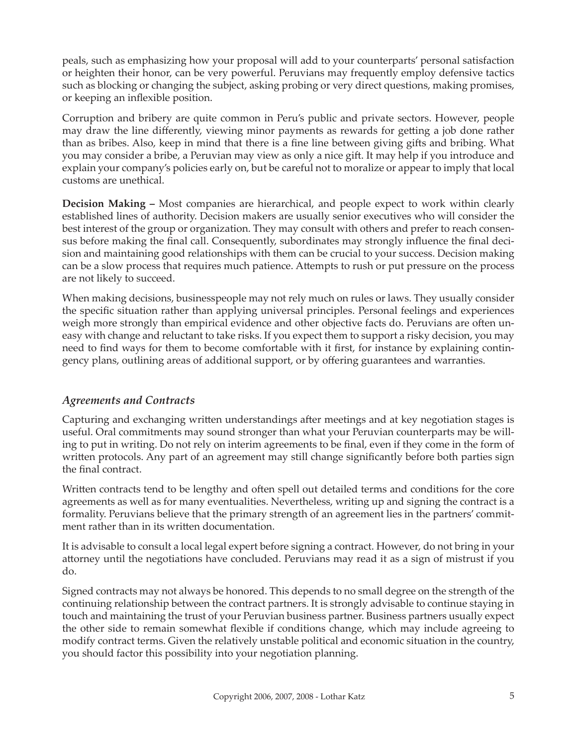peals, such as emphasizing how your proposal will add to your counterparts' personal satisfaction or heighten their honor, can be very powerful. Peruvians may frequently employ defensive tactics such as blocking or changing the subject, asking probing or very direct questions, making promises, or keeping an inflexible position.

Corruption and bribery are quite common in Peru's public and private sectors. However, people may draw the line differently, viewing minor payments as rewards for getting a job done rather than as bribes. Also, keep in mind that there is a fine line between giving gifts and bribing. What you may consider a bribe, a Peruvian may view as only a nice gift. It may help if you introduce and explain your company's policies early on, but be careful not to moralize or appear to imply that local customs are unethical.

**Decision Making –** Most companies are hierarchical, and people expect to work within clearly established lines of authority. Decision makers are usually senior executives who will consider the best interest of the group or organization. They may consult with others and prefer to reach consensus before making the final call. Consequently, subordinates may strongly influence the final decision and maintaining good relationships with them can be crucial to your success. Decision making can be a slow process that requires much patience. Attempts to rush or put pressure on the process are not likely to succeed.

When making decisions, businesspeople may not rely much on rules or laws. They usually consider the specific situation rather than applying universal principles. Personal feelings and experiences weigh more strongly than empirical evidence and other objective facts do. Peruvians are often uneasy with change and reluctant to take risks. If you expect them to support a risky decision, you may need to find ways for them to become comfortable with it first, for instance by explaining contingency plans, outlining areas of additional support, or by offering guarantees and warranties.

### *Agreements and Contracts*

Capturing and exchanging written understandings after meetings and at key negotiation stages is useful. Oral commitments may sound stronger than what your Peruvian counterparts may be willing to put in writing. Do not rely on interim agreements to be final, even if they come in the form of written protocols. Any part of an agreement may still change significantly before both parties sign the final contract.

Written contracts tend to be lengthy and often spell out detailed terms and conditions for the core agreements as well as for many eventualities. Nevertheless, writing up and signing the contract is a formality. Peruvians believe that the primary strength of an agreement lies in the partners' commitment rather than in its written documentation.

It is advisable to consult a local legal expert before signing a contract. However, do not bring in your attorney until the negotiations have concluded. Peruvians may read it as a sign of mistrust if you do.

Signed contracts may not always be honored. This depends to no small degree on the strength of the continuing relationship between the contract partners. It is strongly advisable to continue staying in touch and maintaining the trust of your Peruvian business partner. Business partners usually expect the other side to remain somewhat flexible if conditions change, which may include agreeing to modify contract terms. Given the relatively unstable political and economic situation in the country, you should factor this possibility into your negotiation planning.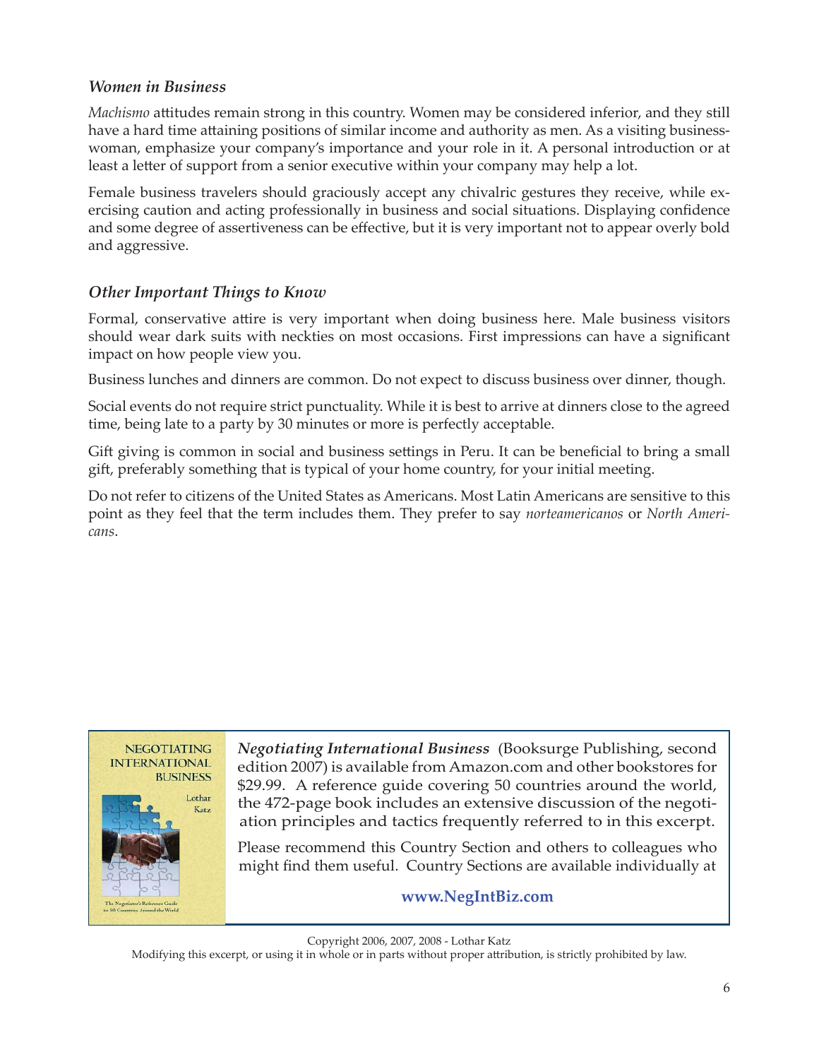### *Women in Business*

*Machismo* attitudes remain strong in this country. Women may be considered inferior, and they still have a hard time attaining positions of similar income and authority as men. As a visiting businesswoman, emphasize your company's importance and your role in it. A personal introduction or at least a letter of support from a senior executive within your company may help a lot.

Female business travelers should graciously accept any chivalric gestures they receive, while exercising caution and acting professionally in business and social situations. Displaying confidence and some degree of assertiveness can be effective, but it is very important not to appear overly bold and aggressive.

### *Other Important Things to Know*

Formal, conservative attire is very important when doing business here. Male business visitors should wear dark suits with neckties on most occasions. First impressions can have a significant impact on how people view you.

Business lunches and dinners are common. Do not expect to discuss business over dinner, though.

Social events do not require strict punctuality. While it is best to arrive at dinners close to the agreed time, being late to a party by 30 minutes or more is perfectly acceptable.

Gift giving is common in social and business settings in Peru. It can be beneficial to bring a small gift, preferably something that is typical of your home country, for your initial meeting.

Do not refer to citizens of the United States as Americans. Most Latin Americans are sensitive to this point as they feel that the term includes them. They prefer to say *norteamericanos* or *North Americans*.

NEGOTIATING INTERNATIONAL BUSINESS

Lothar Katz

The Negotiator's Reference Guide to 50 Countries Around the World

***Negotiating International Business*** (Booksurge Publishing, second edition 2007) is available from Amazon.com and other bookstores for $29.99. A reference guide covering 50 countries around the world, the 472-page book includes an extensive discussion of the negotiation principles and tactics frequently referred to in this excerpt.

Please recommend this Country Section and others to colleagues who might find them useful. Country Sections are available individually at

**www.NegIntBiz.com**

Copyright 2006, 2007, 2008 - Lothar Katz
Modifying this excerpt, or using it in whole or in parts without proper attribution, is strictly prohibited by law.